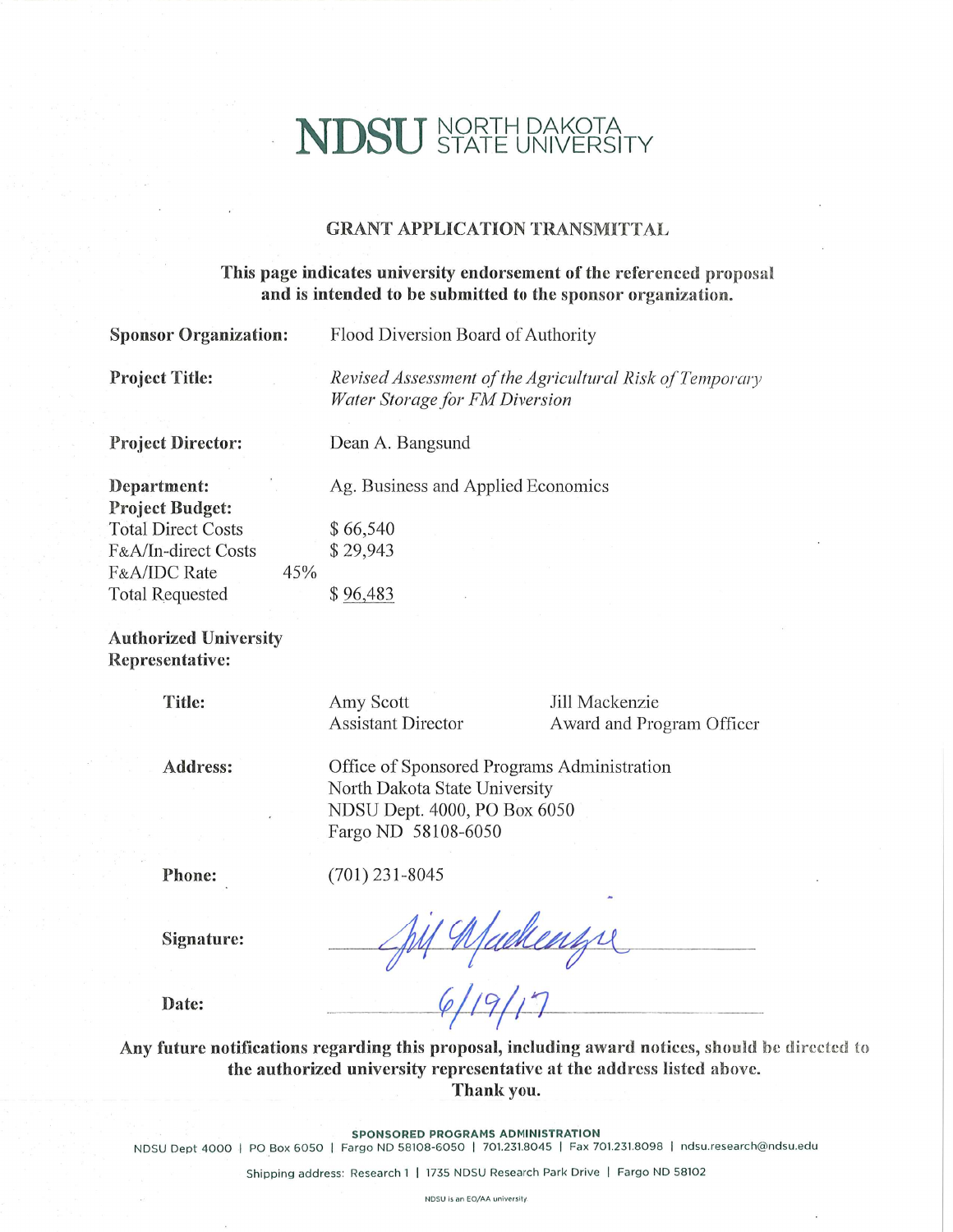# NDSU NORTH DAKOTA STATE UNIVERSITY

## GRANT APPLICATION TRANSMITTAL

**This page indicates university endorsement of the referenced proposal and is intended to be submitted to the sponsor organization.**

**Sponsor Organization:** Flood Diversion Board of Authority

**Project Title:** *Revised Assessment of the Agricultural Risk of Temporary Water Storage for FM Diversion*

**Project Director:** Dean A. Bangsund

**Department:** Ag. Business and Applied Economics

**Project Budget:**

| | | |
|---|---|---|
| Total Direct Costs | | $ 66,540 |
| F&A/In-direct Costs | | $ 29,943 |
| F&A/IDC Rate | 45% | |
| Total Requested | | $ 96,483 |

**Authorized University Representative:**

**Title:**

| Amy Scott | Jill Mackenzie |
|---|---|
| Assistant Director | Award and Program Officer |

**Address:** Office of Sponsored Programs Administration
North Dakota State University
NDSU Dept. 4000, PO Box 6050
Fargo ND 58108-6050

**Phone:** (701) 231-8045

**Signature:** Jill Mackenzie

**Date:** 6/19/17

**Any future notifications regarding this proposal, including award notices, should be directed to the authorized university representative at the address listed above. Thank you.**

**SPONSORED PROGRAMS ADMINISTRATION**
NDSU Dept 4000 | PO Box 6050 | Fargo ND 58108-6050 | 701.231.8045 | Fax 701.231.8098 | ndsu.research@ndsu.edu

Shipping address: Research 1 | 1735 NDSU Research Park Drive | Fargo ND 58102

NDSU is an EO/AA university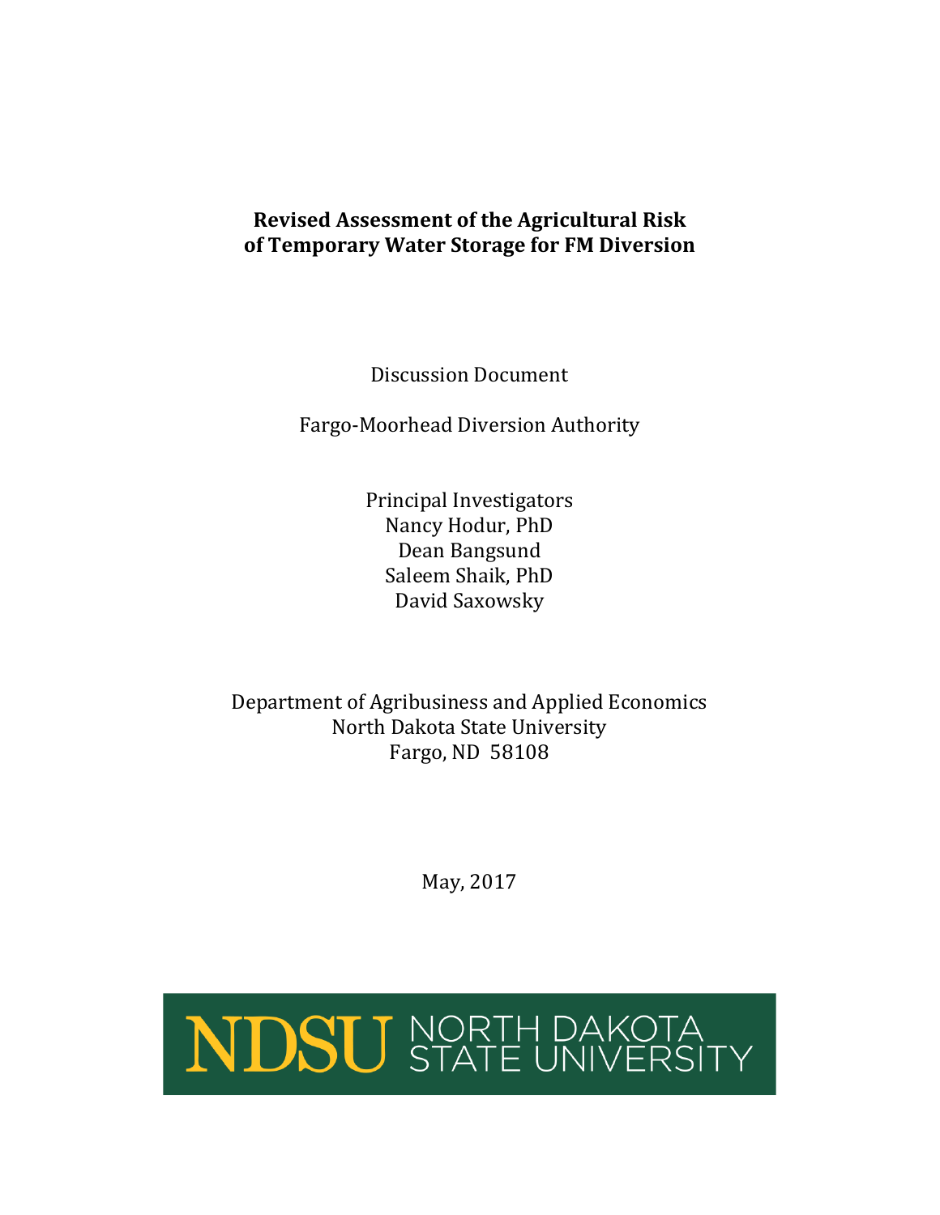**Revised Assessment of the Agricultural Risk of Temporary Water Storage for FM Diversion**

Discussion Document

Fargo-Moorhead Diversion Authority

Principal Investigators
Nancy Hodur, PhD
Dean Bangsund
Saleem Shaik, PhD
David Saxowsky

Department of Agribusiness and Applied Economics
North Dakota State University
Fargo, ND 58108

May, 2017

NDSU NORTH DAKOTA STATE UNIVERSITY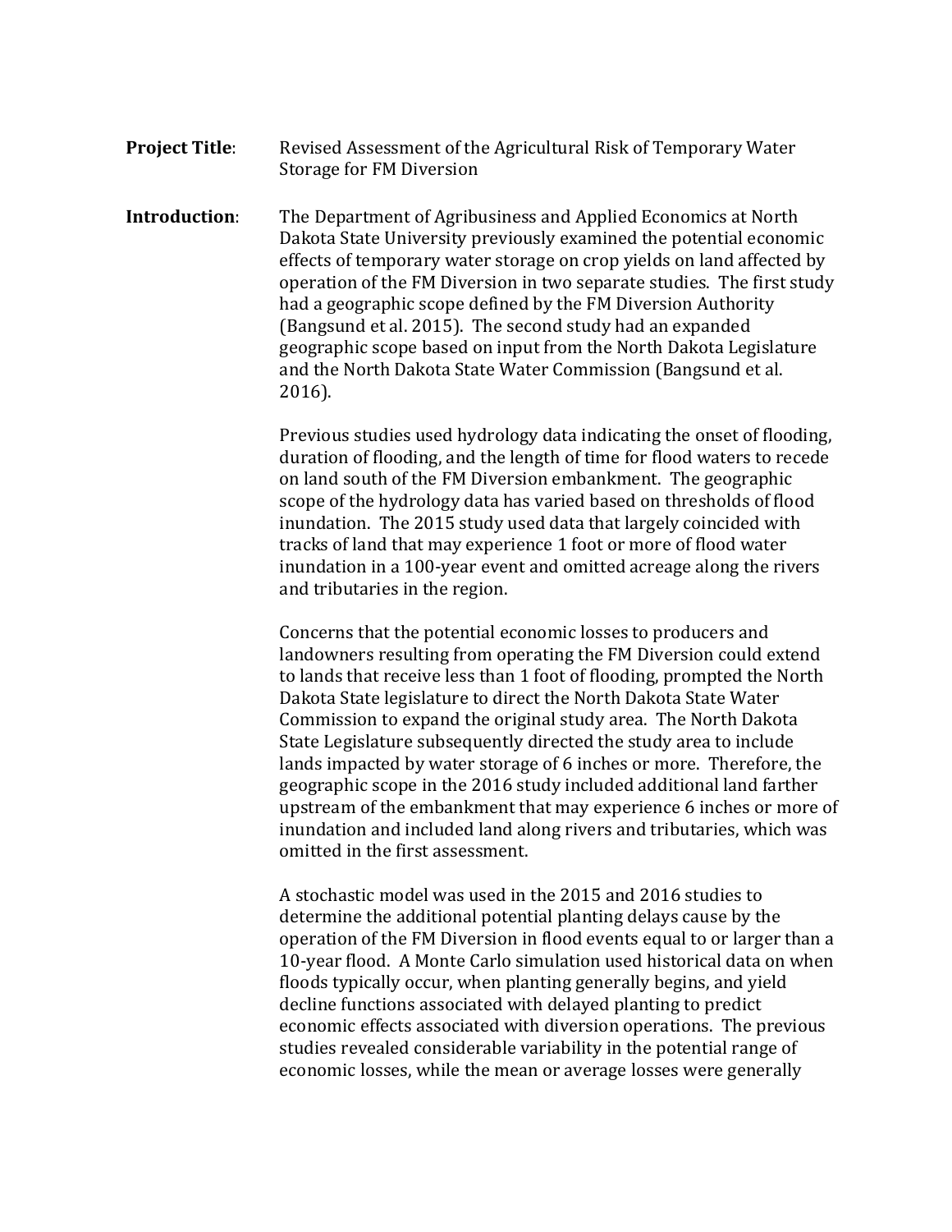**Project Title**: Revised Assessment of the Agricultural Risk of Temporary Water Storage for FM Diversion

**Introduction**: The Department of Agribusiness and Applied Economics at North Dakota State University previously examined the potential economic effects of temporary water storage on crop yields on land affected by operation of the FM Diversion in two separate studies. The first study had a geographic scope defined by the FM Diversion Authority (Bangsund et al. 2015). The second study had an expanded geographic scope based on input from the North Dakota Legislature and the North Dakota State Water Commission (Bangsund et al. 2016).

Previous studies used hydrology data indicating the onset of flooding, duration of flooding, and the length of time for flood waters to recede on land south of the FM Diversion embankment. The geographic scope of the hydrology data has varied based on thresholds of flood inundation. The 2015 study used data that largely coincided with tracks of land that may experience 1 foot or more of flood water inundation in a 100-year event and omitted acreage along the rivers and tributaries in the region.

Concerns that the potential economic losses to producers and landowners resulting from operating the FM Diversion could extend to lands that receive less than 1 foot of flooding, prompted the North Dakota State legislature to direct the North Dakota State Water Commission to expand the original study area. The North Dakota State Legislature subsequently directed the study area to include lands impacted by water storage of 6 inches or more. Therefore, the geographic scope in the 2016 study included additional land farther upstream of the embankment that may experience 6 inches or more of inundation and included land along rivers and tributaries, which was omitted in the first assessment.

A stochastic model was used in the 2015 and 2016 studies to determine the additional potential planting delays cause by the operation of the FM Diversion in flood events equal to or larger than a 10-year flood. A Monte Carlo simulation used historical data on when floods typically occur, when planting generally begins, and yield decline functions associated with delayed planting to predict economic effects associated with diversion operations. The previous studies revealed considerable variability in the potential range of economic losses, while the mean or average losses were generally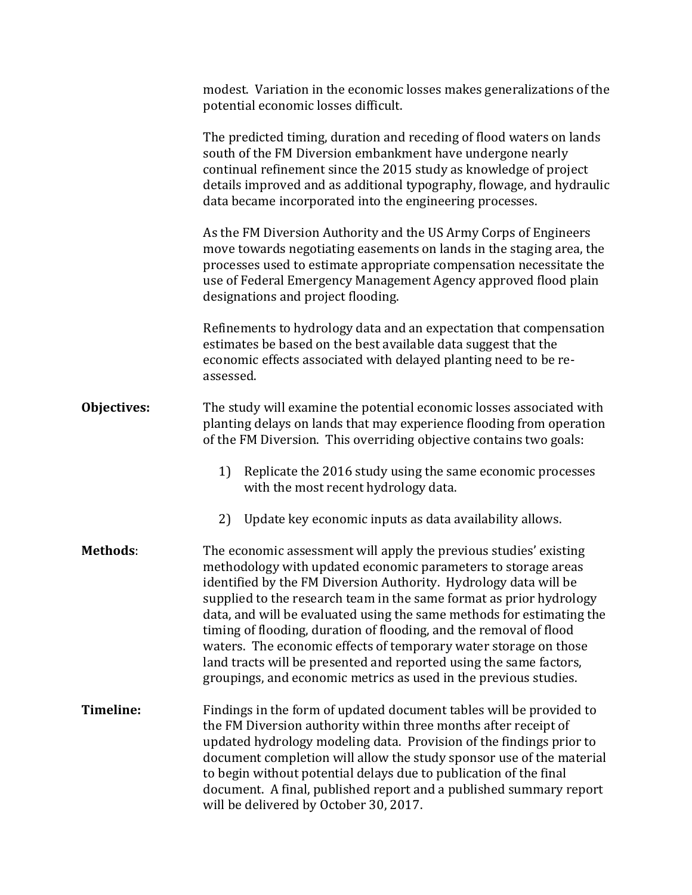modest. Variation in the economic losses makes generalizations of the potential economic losses difficult.

The predicted timing, duration and receding of flood waters on lands south of the FM Diversion embankment have undergone nearly continual refinement since the 2015 study as knowledge of project details improved and as additional typography, flowage, and hydraulic data became incorporated into the engineering processes.

As the FM Diversion Authority and the US Army Corps of Engineers move towards negotiating easements on lands in the staging area, the processes used to estimate appropriate compensation necessitate the use of Federal Emergency Management Agency approved flood plain designations and project flooding.

Refinements to hydrology data and an expectation that compensation estimates be based on the best available data suggest that the economic effects associated with delayed planting need to be re-assessed.

**Objectives:** The study will examine the potential economic losses associated with planting delays on lands that may experience flooding from operation of the FM Diversion. This overriding objective contains two goals:

1) Replicate the 2016 study using the same economic processes with the most recent hydrology data.

2) Update key economic inputs as data availability allows.

**Methods**: The economic assessment will apply the previous studies' existing methodology with updated economic parameters to storage areas identified by the FM Diversion Authority. Hydrology data will be supplied to the research team in the same format as prior hydrology data, and will be evaluated using the same methods for estimating the timing of flooding, duration of flooding, and the removal of flood waters. The economic effects of temporary water storage on those land tracts will be presented and reported using the same factors, groupings, and economic metrics as used in the previous studies.

**Timeline:** Findings in the form of updated document tables will be provided to the FM Diversion authority within three months after receipt of updated hydrology modeling data. Provision of the findings prior to document completion will allow the study sponsor use of the material to begin without potential delays due to publication of the final document. A final, published report and a published summary report will be delivered by October 30, 2017.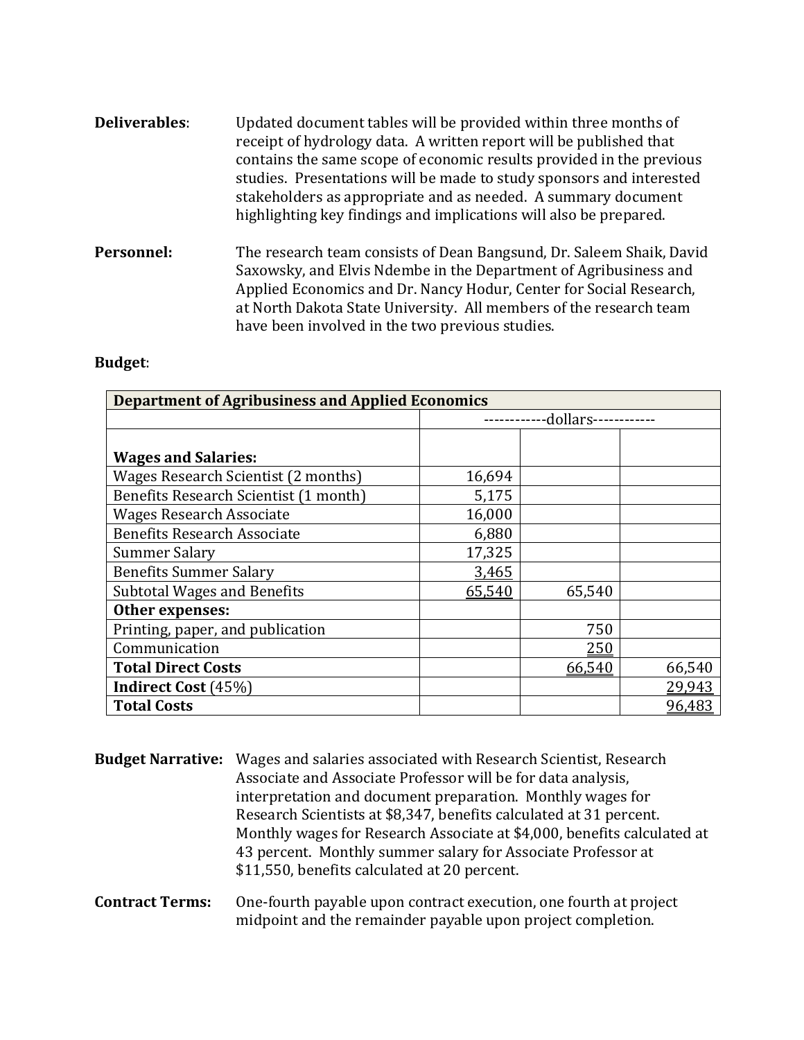**Deliverables**: Updated document tables will be provided within three months of receipt of hydrology data. A written report will be published that contains the same scope of economic results provided in the previous studies. Presentations will be made to study sponsors and interested stakeholders as appropriate and as needed. A summary document highlighting key findings and implications will also be prepared.

**Personnel:** The research team consists of Dean Bangsund, Dr. Saleem Shaik, David Saxowsky, and Elvis Ndembe in the Department of Agribusiness and Applied Economics and Dr. Nancy Hodur, Center for Social Research, at North Dakota State University. All members of the research team have been involved in the two previous studies.

**Budget**:

| **Department of Agribusiness and Applied Economics** | | | |
|---|---|---|---|
| | -----------dollars----------- | | |
| **Wages and Salaries:** | | | |
| Wages Research Scientist (2 months) | 16,694 | | |
| Benefits Research Scientist (1 month) | 5,175 | | |
| Wages Research Associate | 16,000 | | |
| Benefits Research Associate | 6,880 | | |
| Summer Salary | 17,325 | | |
| Benefits Summer Salary | 3,465 | | |
| Subtotal Wages and Benefits | 65,540 | 65,540 | |
| **Other expenses:** | | | |
| Printing, paper, and publication | | 750 | |
| Communication | | 250 | |
| **Total Direct Costs** | | 66,540 | 66,540 |
| **Indirect Cost** (45%) | | | 29,943 |
| **Total Costs** | | | 96,483 |

**Budget Narrative:** Wages and salaries associated with Research Scientist, Research Associate and Associate Professor will be for data analysis, interpretation and document preparation. Monthly wages for Research Scientists at $8,347, benefits calculated at 31 percent. Monthly wages for Research Associate at $4,000, benefits calculated at 43 percent. Monthly summer salary for Associate Professor at $11,550, benefits calculated at 20 percent.

**Contract Terms:** One-fourth payable upon contract execution, one fourth at project midpoint and the remainder payable upon project completion.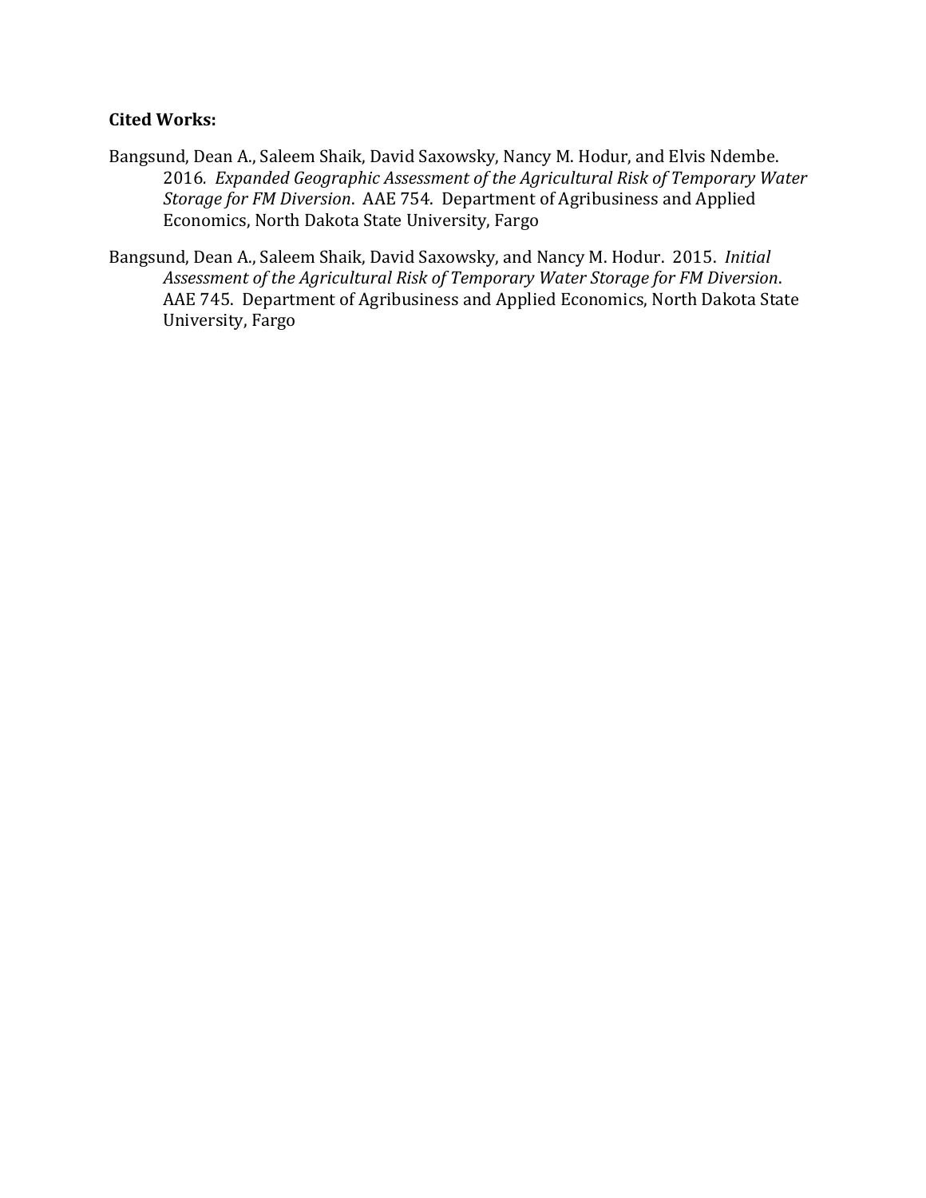**Cited Works:**

Bangsund, Dean A., Saleem Shaik, David Saxowsky, Nancy M. Hodur, and Elvis Ndembe. 2016. *Expanded Geographic Assessment of the Agricultural Risk of Temporary Water Storage for FM Diversion*. AAE 754. Department of Agribusiness and Applied Economics, North Dakota State University, Fargo

Bangsund, Dean A., Saleem Shaik, David Saxowsky, and Nancy M. Hodur. 2015. *Initial Assessment of the Agricultural Risk of Temporary Water Storage for FM Diversion*. AAE 745. Department of Agribusiness and Applied Economics, North Dakota State University, Fargo